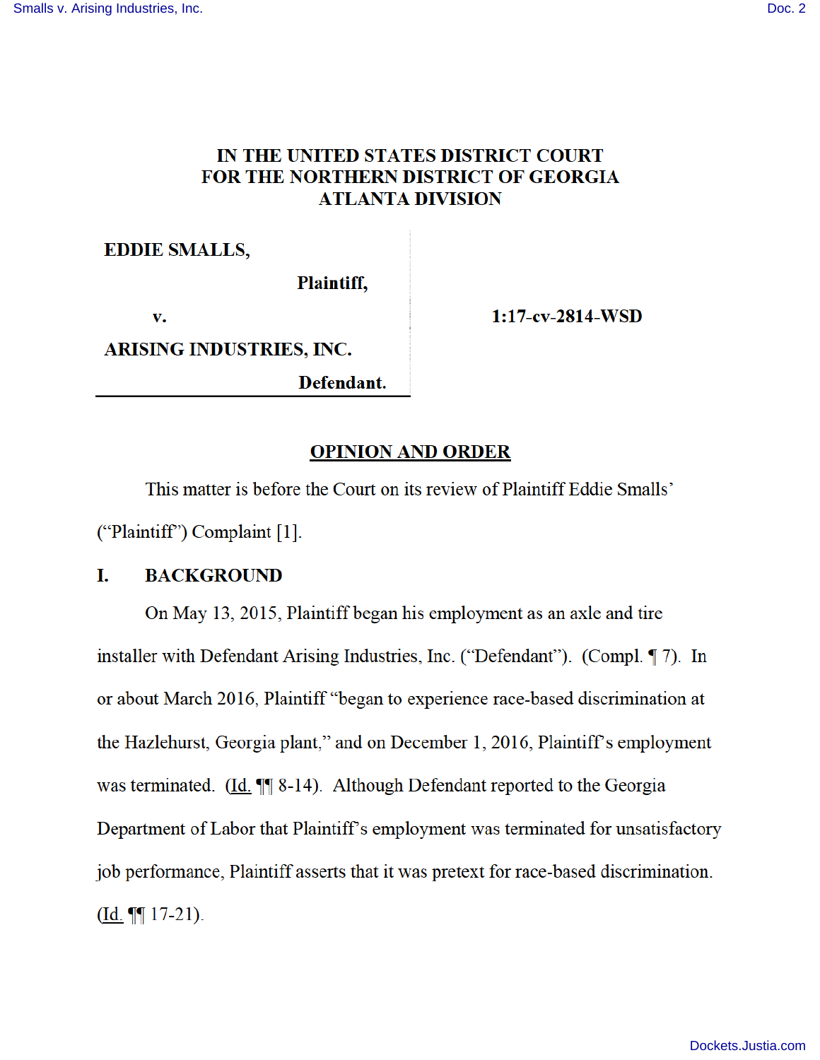# IN THE UNITED STATES DISTRICT COURT FOR THE NORTHERN DISTRICT OF GEORGIA ATLANTA DIVISION

| | |
|---|---|
| **EDDIE SMALLS,** <br> **Plaintiff,** <br> **v.** <br> **ARISING INDUSTRIES, INC.** <br> **Defendant.** | **1:17-cv-2814-WSD** |

## OPINION AND ORDER

This matter is before the Court on its review of Plaintiff Eddie Smalls' ("Plaintiff") Complaint [1].

## I. BACKGROUND

On May 13, 2015, Plaintiff began his employment as an axle and tire installer with Defendant Arising Industries, Inc. ("Defendant"). (Compl. ¶ 7). In or about March 2016, Plaintiff "began to experience race-based discrimination at the Hazlehurst, Georgia plant," and on December 1, 2016, Plaintiff's employment was terminated. (Id. ¶¶ 8-14). Although Defendant reported to the Georgia Department of Labor that Plaintiff's employment was terminated for unsatisfactory job performance, Plaintiff asserts that it was pretext for race-based discrimination. (Id. ¶¶ 17-21).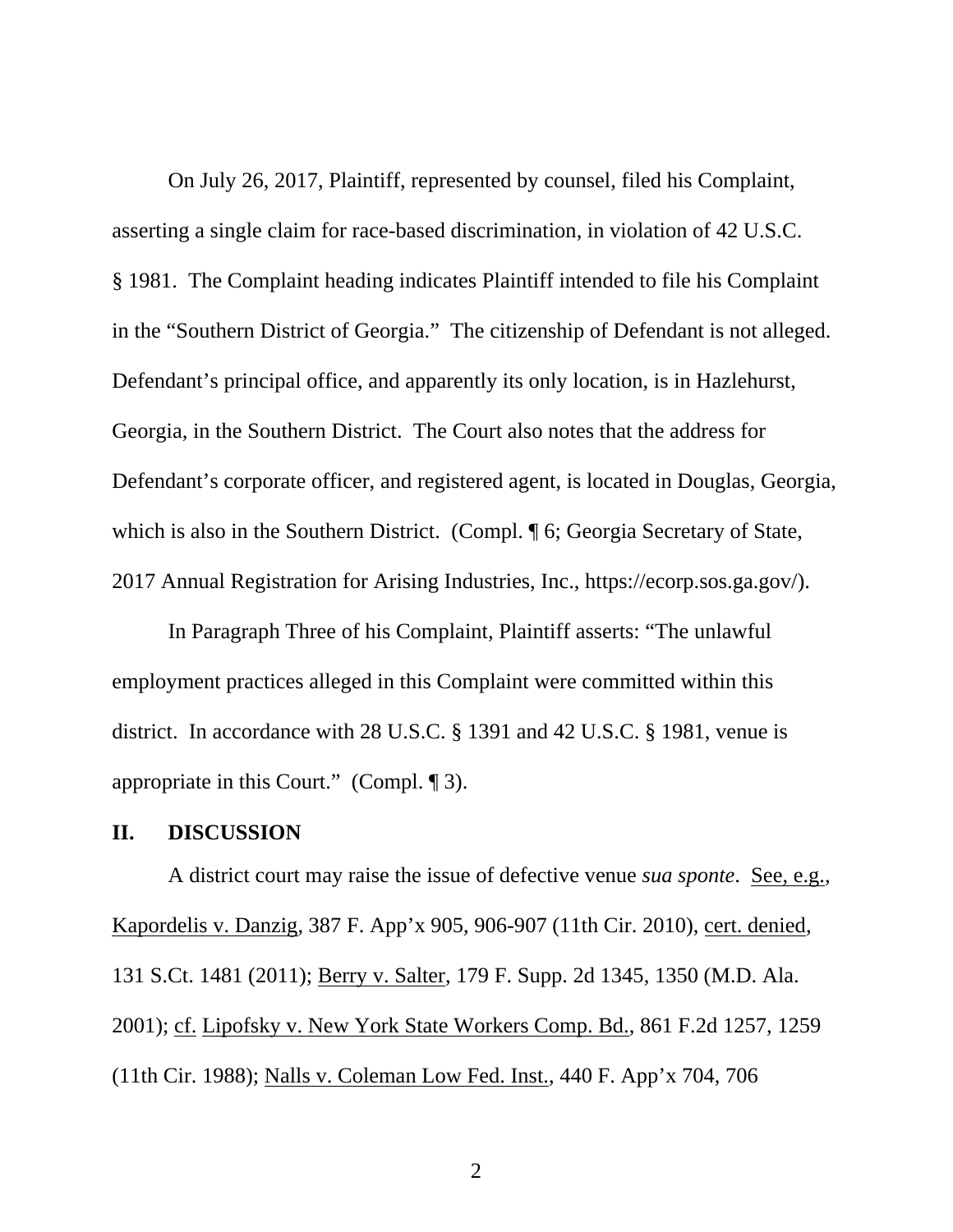On July 26, 2017, Plaintiff, represented by counsel, filed his Complaint, asserting a single claim for race-based discrimination, in violation of 42 U.S.C. § 1981. The Complaint heading indicates Plaintiff intended to file his Complaint in the "Southern District of Georgia." The citizenship of Defendant is not alleged. Defendant's principal office, and apparently its only location, is in Hazlehurst, Georgia, in the Southern District. The Court also notes that the address for Defendant's corporate officer, and registered agent, is located in Douglas, Georgia, which is also in the Southern District. (Compl. ¶ 6; Georgia Secretary of State, 2017 Annual Registration for Arising Industries, Inc., https://ecorp.sos.ga.gov/).

In Paragraph Three of his Complaint, Plaintiff asserts: "The unlawful employment practices alleged in this Complaint were committed within this district. In accordance with 28 U.S.C. § 1391 and 42 U.S.C. § 1981, venue is appropriate in this Court." (Compl. ¶ 3).

## II. DISCUSSION

A district court may raise the issue of defective venue *sua sponte*. See, e.g., Kapordelis v. Danzig, 387 F. App'x 905, 906-907 (11th Cir. 2010), cert. denied, 131 S.Ct. 1481 (2011); Berry v. Salter, 179 F. Supp. 2d 1345, 1350 (M.D. Ala. 2001); cf. Lipofsky v. New York State Workers Comp. Bd., 861 F.2d 1257, 1259 (11th Cir. 1988); Nalls v. Coleman Low Fed. Inst., 440 F. App'x 704, 706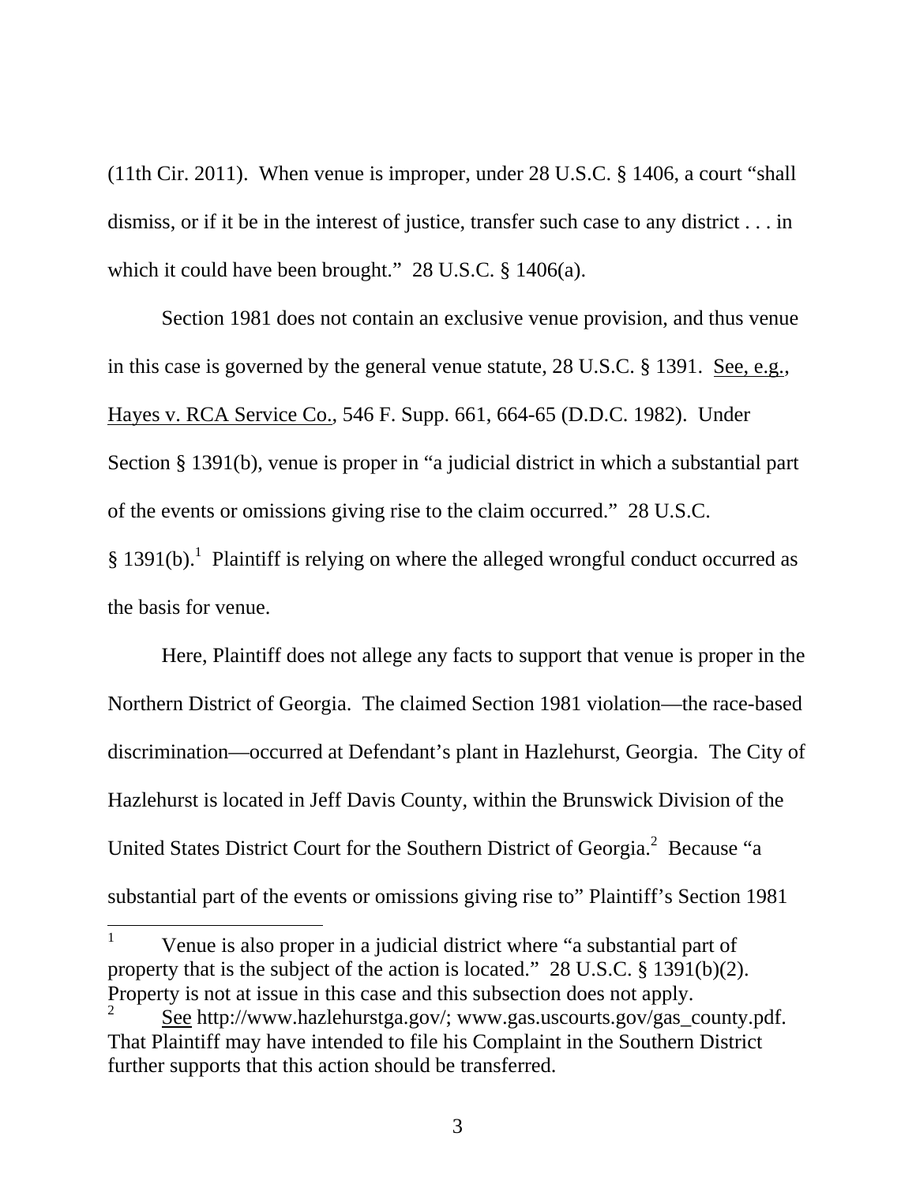(11th Cir. 2011). When venue is improper, under 28 U.S.C. § 1406, a court "shall dismiss, or if it be in the interest of justice, transfer such case to any district . . . in which it could have been brought." 28 U.S.C. § 1406(a).

Section 1981 does not contain an exclusive venue provision, and thus venue in this case is governed by the general venue statute, 28 U.S.C. § 1391. See, e.g., Hayes v. RCA Service Co., 546 F. Supp. 661, 664-65 (D.D.C. 1982). Under Section § 1391(b), venue is proper in "a judicial district in which a substantial part of the events or omissions giving rise to the claim occurred." 28 U.S.C. § 1391(b).[1] Plaintiff is relying on where the alleged wrongful conduct occurred as the basis for venue.

Here, Plaintiff does not allege any facts to support that venue is proper in the Northern District of Georgia. The claimed Section 1981 violation—the race-based discrimination—occurred at Defendant's plant in Hazlehurst, Georgia. The City of Hazlehurst is located in Jeff Davis County, within the Brunswick Division of the United States District Court for the Southern District of Georgia.[2] Because "a substantial part of the events or omissions giving rise to" Plaintiff's Section 1981

---

[1] Venue is also proper in a judicial district where "a substantial part of property that is the subject of the action is located." 28 U.S.C. § 1391(b)(2). Property is not at issue in this case and this subsection does not apply.

[2] See http://www.hazlehurstga.gov/; www.gas.uscourts.gov/gas_county.pdf. That Plaintiff may have intended to file his Complaint in the Southern District further supports that this action should be transferred.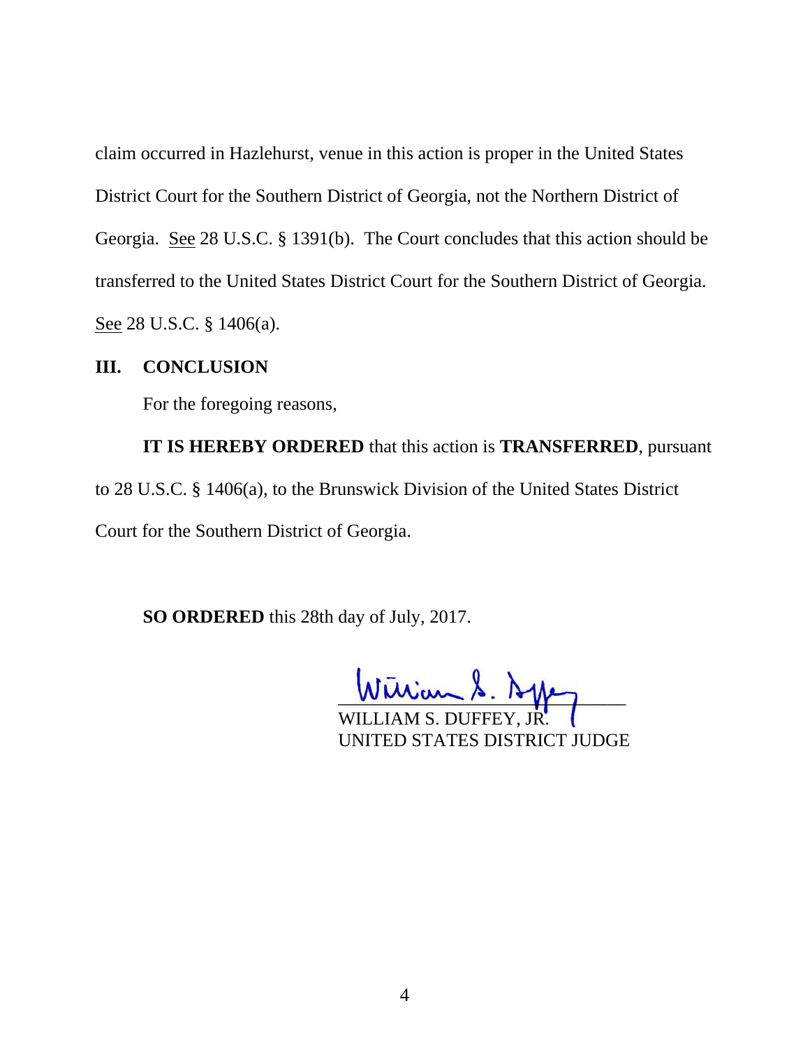claim occurred in Hazlehurst, venue in this action is proper in the United States District Court for the Southern District of Georgia, not the Northern District of Georgia. See 28 U.S.C. § 1391(b). The Court concludes that this action should be transferred to the United States District Court for the Southern District of Georgia. See 28 U.S.C. § 1406(a).

## III. CONCLUSION

For the foregoing reasons,

**IT IS HEREBY ORDERED** that this action is **TRANSFERRED**, pursuant to 28 U.S.C. § 1406(a), to the Brunswick Division of the United States District Court for the Southern District of Georgia.

**SO ORDERED** this 28th day of July, 2017.

WILLIAM S. DUFFEY, JR.
UNITED STATES DISTRICT JUDGE